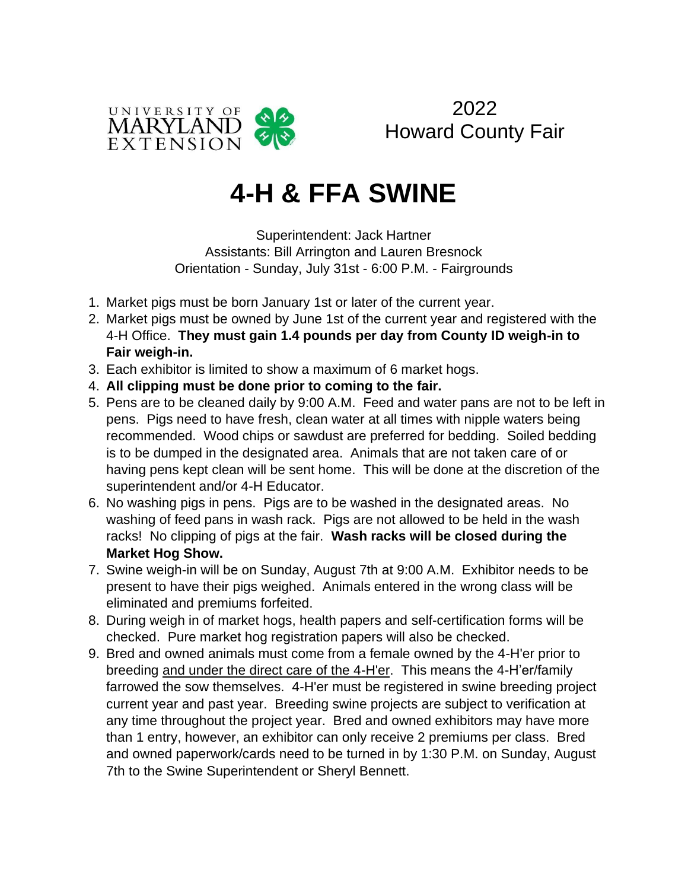UNIVERSITY OF MARYLAND EXTENSION

2022
Howard County Fair

# 4-H & FFA SWINE

Superintendent: Jack Hartner
Assistants: Bill Arrington and Lauren Bresnock
Orientation - Sunday, July 31st - 6:00 P.M. - Fairgrounds

1. Market pigs must be born January 1st or later of the current year.
2. Market pigs must be owned by June 1st of the current year and registered with the 4-H Office. **They must gain 1.4 pounds per day from County ID weigh-in to Fair weigh-in.**
3. Each exhibitor is limited to show a maximum of 6 market hogs.
4. **All clipping must be done prior to coming to the fair.**
5. Pens are to be cleaned daily by 9:00 A.M. Feed and water pans are not to be left in pens. Pigs need to have fresh, clean water at all times with nipple waters being recommended. Wood chips or sawdust are preferred for bedding. Soiled bedding is to be dumped in the designated area. Animals that are not taken care of or having pens kept clean will be sent home. This will be done at the discretion of the superintendent and/or 4-H Educator.
6. No washing pigs in pens. Pigs are to be washed in the designated areas. No washing of feed pans in wash rack. Pigs are not allowed to be held in the wash racks! No clipping of pigs at the fair. **Wash racks will be closed during the Market Hog Show.**
7. Swine weigh-in will be on Sunday, August 7th at 9:00 A.M. Exhibitor needs to be present to have their pigs weighed. Animals entered in the wrong class will be eliminated and premiums forfeited.
8. During weigh in of market hogs, health papers and self-certification forms will be checked. Pure market hog registration papers will also be checked.
9. Bred and owned animals must come from a female owned by the 4-H'er prior to breeding and under the direct care of the 4-H'er. This means the 4-H'er/family farrowed the sow themselves. 4-H'er must be registered in swine breeding project current year and past year. Breeding swine projects are subject to verification at any time throughout the project year. Bred and owned exhibitors may have more than 1 entry, however, an exhibitor can only receive 2 premiums per class. Bred and owned paperwork/cards need to be turned in by 1:30 P.M. on Sunday, August 7th to the Swine Superintendent or Sheryl Bennett.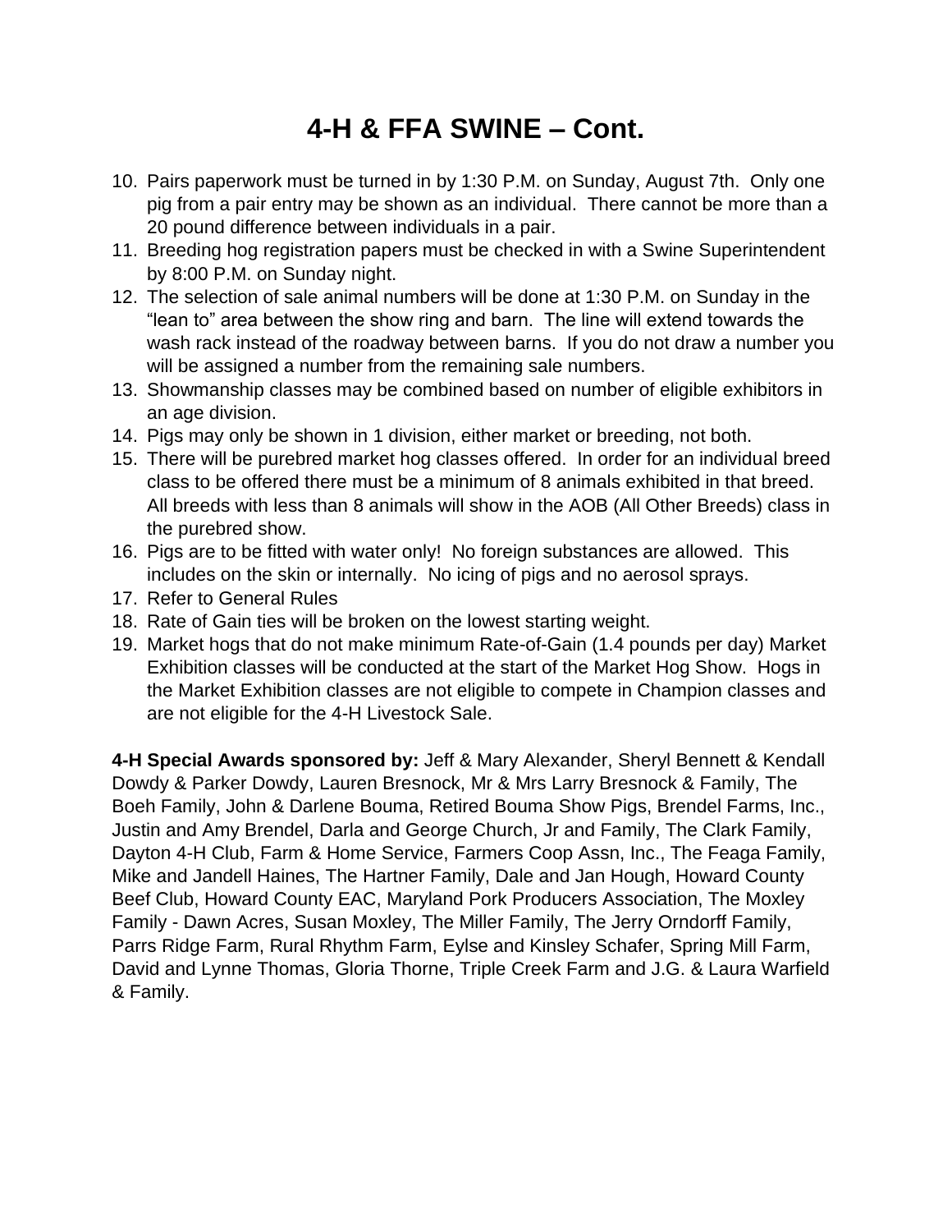# 4-H & FFA SWINE – Cont.

10. Pairs paperwork must be turned in by 1:30 P.M. on Sunday, August 7th. Only one pig from a pair entry may be shown as an individual. There cannot be more than a 20 pound difference between individuals in a pair.
11. Breeding hog registration papers must be checked in with a Swine Superintendent by 8:00 P.M. on Sunday night.
12. The selection of sale animal numbers will be done at 1:30 P.M. on Sunday in the "lean to" area between the show ring and barn. The line will extend towards the wash rack instead of the roadway between barns. If you do not draw a number you will be assigned a number from the remaining sale numbers.
13. Showmanship classes may be combined based on number of eligible exhibitors in an age division.
14. Pigs may only be shown in 1 division, either market or breeding, not both.
15. There will be purebred market hog classes offered. In order for an individual breed class to be offered there must be a minimum of 8 animals exhibited in that breed. All breeds with less than 8 animals will show in the AOB (All Other Breeds) class in the purebred show.
16. Pigs are to be fitted with water only! No foreign substances are allowed. This includes on the skin or internally. No icing of pigs and no aerosol sprays.
17. Refer to General Rules
18. Rate of Gain ties will be broken on the lowest starting weight.
19. Market hogs that do not make minimum Rate-of-Gain (1.4 pounds per day) Market Exhibition classes will be conducted at the start of the Market Hog Show. Hogs in the Market Exhibition classes are not eligible to compete in Champion classes and are not eligible for the 4-H Livestock Sale.

**4-H Special Awards sponsored by:** Jeff & Mary Alexander, Sheryl Bennett & Kendall Dowdy & Parker Dowdy, Lauren Bresnock, Mr & Mrs Larry Bresnock & Family, The Boeh Family, John & Darlene Bouma, Retired Bouma Show Pigs, Brendel Farms, Inc., Justin and Amy Brendel, Darla and George Church, Jr and Family, The Clark Family, Dayton 4-H Club, Farm & Home Service, Farmers Coop Assn, Inc., The Feaga Family, Mike and Jandell Haines, The Hartner Family, Dale and Jan Hough, Howard County Beef Club, Howard County EAC, Maryland Pork Producers Association, The Moxley Family - Dawn Acres, Susan Moxley, The Miller Family, The Jerry Orndorff Family, Parrs Ridge Farm, Rural Rhythm Farm, Eylse and Kinsley Schafer, Spring Mill Farm, David and Lynne Thomas, Gloria Thorne, Triple Creek Farm and J.G. & Laura Warfield & Family.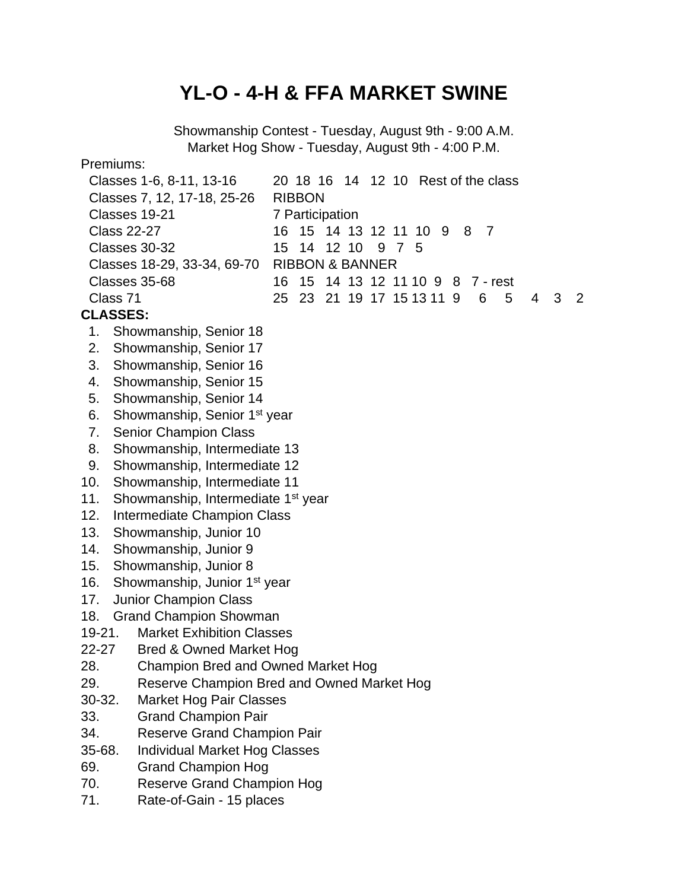# YL-O - 4-H & FFA MARKET SWINE

Showmanship Contest - Tuesday, August 9th - 9:00 A.M.
Market Hog Show - Tuesday, August 9th - 4:00 P.M.

Premiums:

| | |
|---|---|
| Classes 1-6, 8-11, 13-16 | 20 18 16 14 12 10 Rest of the class |
| Classes 7, 12, 17-18, 25-26 | RIBBON |
| Classes 19-21 | 7 Participation |
| Class 22-27 | 16 15 14 13 12 11 10 9 8 7 |
| Classes 30-32 | 15 14 12 10 9 7 5 |
| Classes 18-29, 33-34, 69-70 | RIBBON & BANNER |
| Classes 35-68 | 16 15 14 13 12 11 10 9 8 7 - rest |
| Class 71 | 25 23 21 19 17 15 13 11 9 6 5 4 3 2 |

**CLASSES:**

1. Showmanship, Senior 18
2. Showmanship, Senior 17
3. Showmanship, Senior 16
4. Showmanship, Senior 15
5. Showmanship, Senior 14
6. Showmanship, Senior 1st year
7. Senior Champion Class
8. Showmanship, Intermediate 13
9. Showmanship, Intermediate 12
10. Showmanship, Intermediate 11
11. Showmanship, Intermediate 1st year
12. Intermediate Champion Class
13. Showmanship, Junior 10
14. Showmanship, Junior 9
15. Showmanship, Junior 8
16. Showmanship, Junior 1st year
17. Junior Champion Class
18. Grand Champion Showman

19-21. Market Exhibition Classes
22-27 Bred & Owned Market Hog
28. Champion Bred and Owned Market Hog
29. Reserve Champion Bred and Owned Market Hog
30-32. Market Hog Pair Classes
33. Grand Champion Pair
34. Reserve Grand Champion Pair
35-68. Individual Market Hog Classes
69. Grand Champion Hog
70. Reserve Grand Champion Hog
71. Rate-of-Gain - 15 places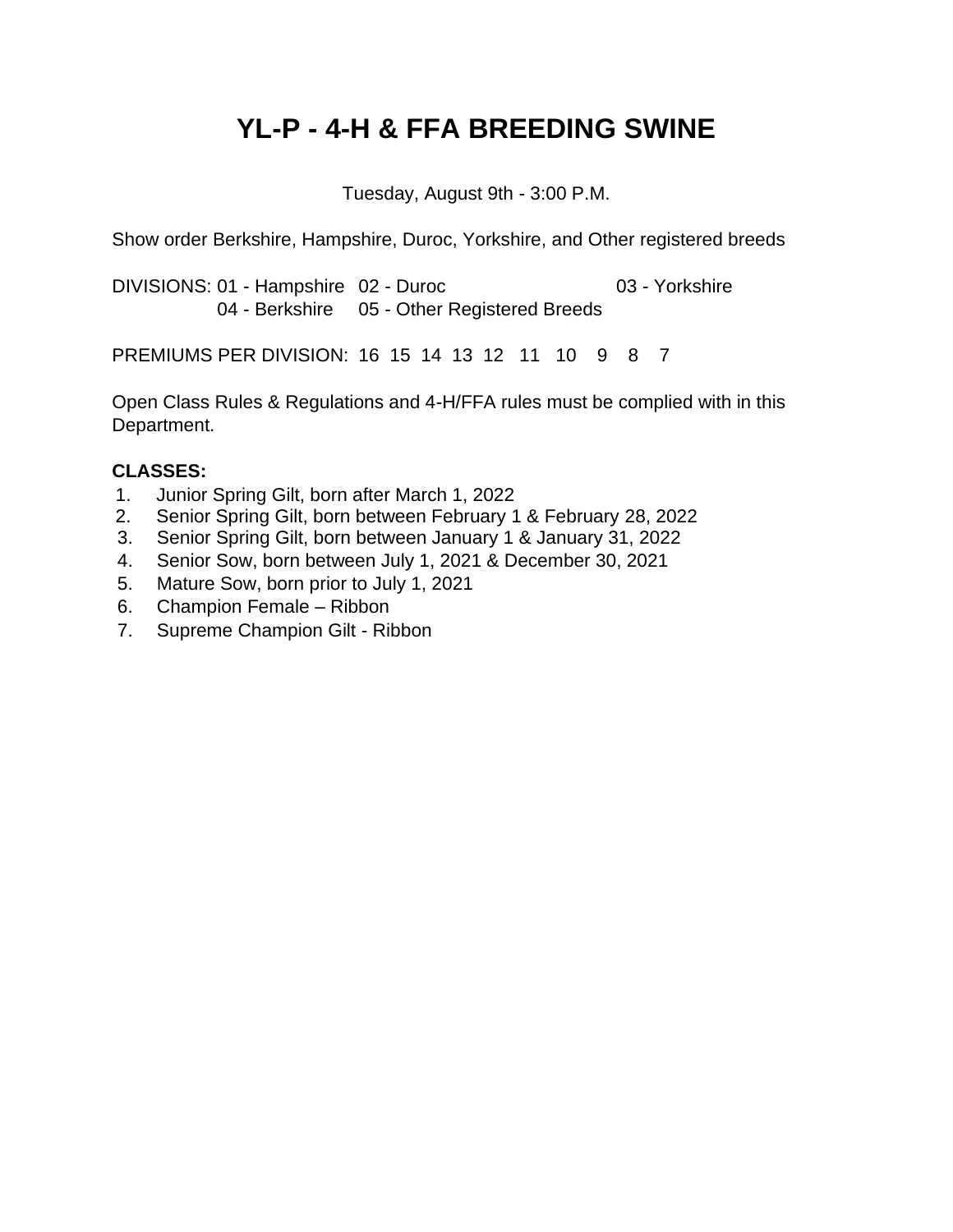# YL-P - 4-H & FFA BREEDING SWINE

Tuesday, August 9th - 3:00 P.M.

Show order Berkshire, Hampshire, Duroc, Yorkshire, and Other registered breeds

DIVISIONS: 01 - Hampshire 02 - Duroc 03 - Yorkshire
04 - Berkshire 05 - Other Registered Breeds

PREMIUMS PER DIVISION: 16 15 14 13 12 11 10 9 8 7

Open Class Rules & Regulations and 4-H/FFA rules must be complied with in this Department.

**CLASSES:**

1. Junior Spring Gilt, born after March 1, 2022
2. Senior Spring Gilt, born between February 1 & February 28, 2022
3. Senior Spring Gilt, born between January 1 & January 31, 2022
4. Senior Sow, born between July 1, 2021 & December 30, 2021
5. Mature Sow, born prior to July 1, 2021
6. Champion Female – Ribbon
7. Supreme Champion Gilt - Ribbon